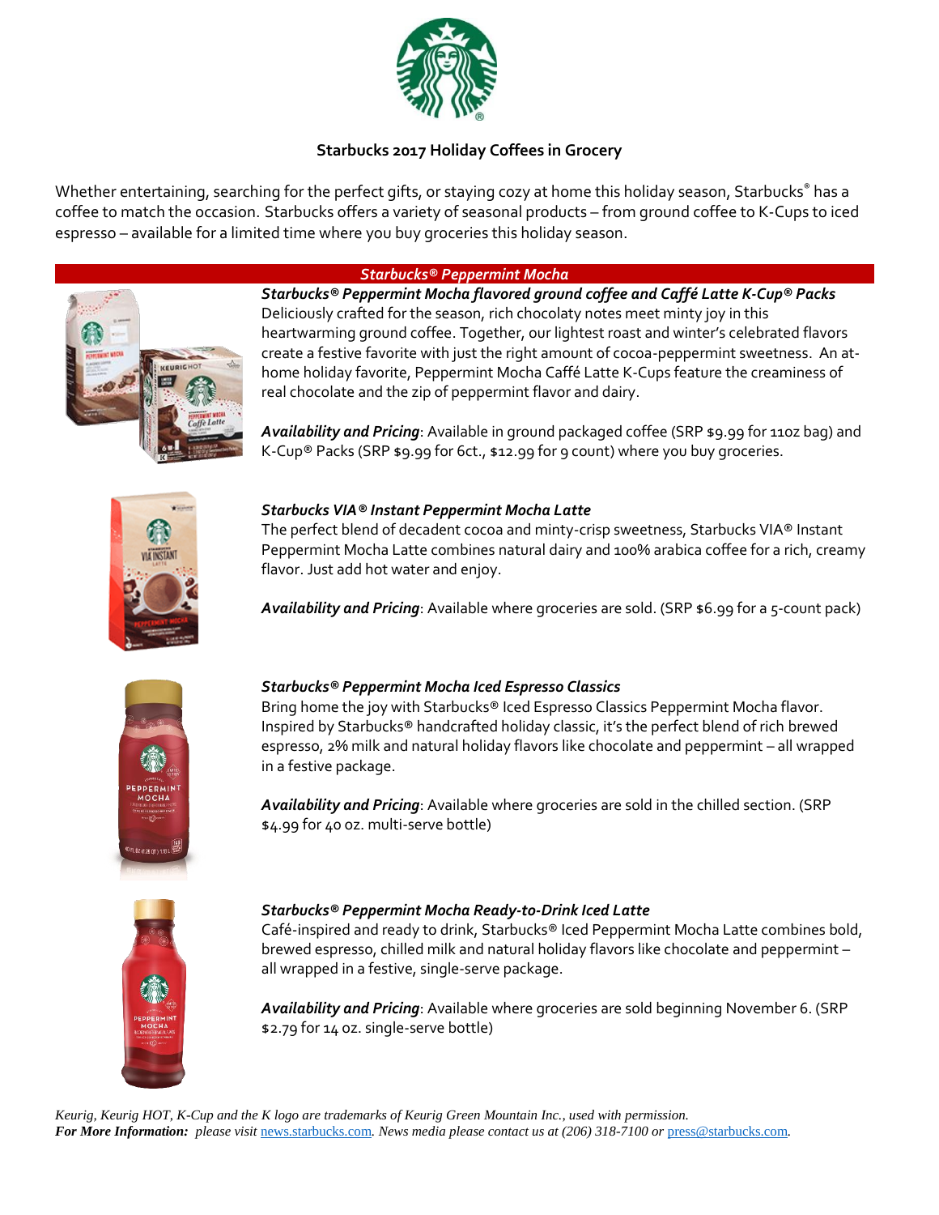# Starbucks 2017 Holiday Coffees in Grocery

Whether entertaining, searching for the perfect gifts, or staying cozy at home this holiday season, Starbucks® has a coffee to match the occasion. Starbucks offers a variety of seasonal products – from ground coffee to K-Cups to iced espresso – available for a limited time where you buy groceries this holiday season.

## *Starbucks® Peppermint Mocha*

***Starbucks® Peppermint Mocha flavored ground coffee and Caffé Latte K-Cup® Packs***

Deliciously crafted for the season, rich chocolaty notes meet minty joy in this heartwarming ground coffee. Together, our lightest roast and winter's celebrated flavors create a festive favorite with just the right amount of cocoa-peppermint sweetness. An at-home holiday favorite, Peppermint Mocha Caffé Latte K-Cups feature the creaminess of real chocolate and the zip of peppermint flavor and dairy.

***Availability and Pricing***: Available in ground packaged coffee (SRP $9.99 for 11oz bag) and K-Cup® Packs (SRP $9.99 for 6ct., $12.99 for 9 count) where you buy groceries.

***Starbucks VIA® Instant Peppermint Mocha Latte***

The perfect blend of decadent cocoa and minty-crisp sweetness, Starbucks VIA® Instant Peppermint Mocha Latte combines natural dairy and 100% arabica coffee for a rich, creamy flavor. Just add hot water and enjoy.

***Availability and Pricing***: Available where groceries are sold. (SRP $6.99 for a 5-count pack)

***Starbucks® Peppermint Mocha Iced Espresso Classics***

Bring home the joy with Starbucks® Iced Espresso Classics Peppermint Mocha flavor. Inspired by Starbucks® handcrafted holiday classic, it's the perfect blend of rich brewed espresso, 2% milk and natural holiday flavors like chocolate and peppermint – all wrapped in a festive package.

***Availability and Pricing***: Available where groceries are sold in the chilled section. (SRP $4.99 for 40 oz. multi-serve bottle)

***Starbucks® Peppermint Mocha Ready-to-Drink Iced Latte***

Café-inspired and ready to drink, Starbucks® Iced Peppermint Mocha Latte combines bold, brewed espresso, chilled milk and natural holiday flavors like chocolate and peppermint – all wrapped in a festive, single-serve package.

***Availability and Pricing***: Available where groceries are sold beginning November 6. (SRP $2.79 for 14 oz. single-serve bottle)

*Keurig, Keurig HOT, K-Cup and the K logo are trademarks of Keurig Green Mountain Inc., used with permission.*
***For More Information:*** *please visit* news.starbucks.com*. News media please contact us at (206) 318-7100 or* press@starbucks.com*.*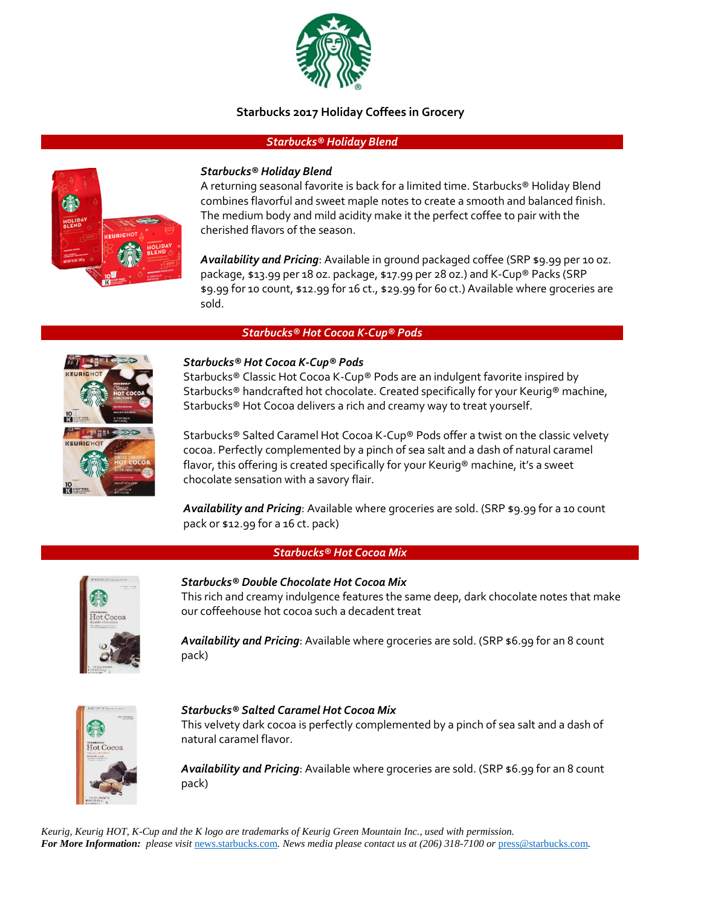# Starbucks 2017 Holiday Coffees in Grocery

## *Starbucks® Holiday Blend*

***Starbucks® Holiday Blend***

A returning seasonal favorite is back for a limited time. Starbucks® Holiday Blend combines flavorful and sweet maple notes to create a smooth and balanced finish. The medium body and mild acidity make it the perfect coffee to pair with the cherished flavors of the season.

***Availability and Pricing***: Available in ground packaged coffee (SRP $9.99 per 10 oz. package, $13.99 per 18 oz. package, $17.99 per 28 oz.) and K-Cup® Packs (SRP $9.99 for 10 count, $12.99 for 16 ct., $29.99 for 60 ct.) Available where groceries are sold.

## *Starbucks® Hot Cocoa K-Cup® Pods*

***Starbucks® Hot Cocoa K-Cup® Pods***

Starbucks® Classic Hot Cocoa K-Cup® Pods are an indulgent favorite inspired by Starbucks® handcrafted hot chocolate. Created specifically for your Keurig® machine, Starbucks® Hot Cocoa delivers a rich and creamy way to treat yourself.

Starbucks® Salted Caramel Hot Cocoa K-Cup® Pods offer a twist on the classic velvety cocoa. Perfectly complemented by a pinch of sea salt and a dash of natural caramel flavor, this offering is created specifically for your Keurig® machine, it's a sweet chocolate sensation with a savory flair.

***Availability and Pricing***: Available where groceries are sold. (SRP $9.99 for a 10 count pack or $12.99 for a 16 ct. pack)

## *Starbucks® Hot Cocoa Mix*

***Starbucks® Double Chocolate Hot Cocoa Mix***

This rich and creamy indulgence features the same deep, dark chocolate notes that make our coffeehouse hot cocoa such a decadent treat

***Availability and Pricing***: Available where groceries are sold. (SRP $6.99 for an 8 count pack)

***Starbucks® Salted Caramel Hot Cocoa Mix***

This velvety dark cocoa is perfectly complemented by a pinch of sea salt and a dash of natural caramel flavor.

***Availability and Pricing***: Available where groceries are sold. (SRP $6.99 for an 8 count pack)

*Keurig, Keurig HOT, K-Cup and the K logo are trademarks of Keurig Green Mountain Inc., used with permission.*

***For More Information:*** *please visit* news.starbucks.com*. News media please contact us at (206) 318-7100 or* press@starbucks.com*.*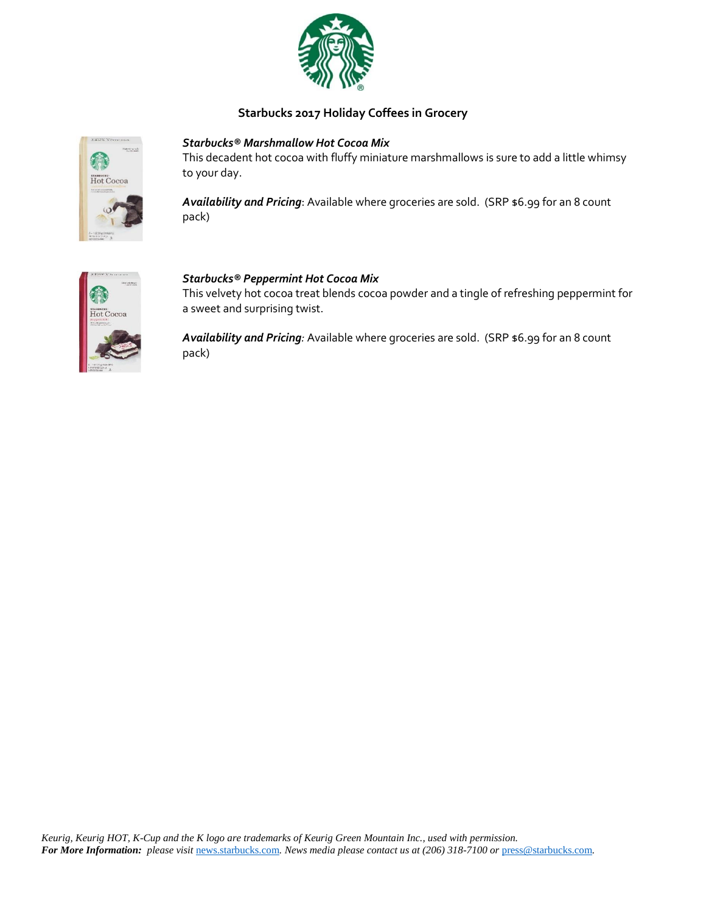## Starbucks 2017 Holiday Coffees in Grocery

***Starbucks® Marshmallow Hot Cocoa Mix***
This decadent hot cocoa with fluffy miniature marshmallows is sure to add a little whimsy to your day.

***Availability and Pricing***: Available where groceries are sold. (SRP $6.99 for an 8 count pack)

***Starbucks® Peppermint Hot Cocoa Mix***
This velvety hot cocoa treat blends cocoa powder and a tingle of refreshing peppermint for a sweet and surprising twist.

***Availability and Pricing**:* Available where groceries are sold. (SRP $6.99 for an 8 count pack)

*Keurig, Keurig HOT, K-Cup and the K logo are trademarks of Keurig Green Mountain Inc., used with permission.*
***For More Information:*** *please visit news.starbucks.com. News media please contact us at (206) 318-7100 or press@starbucks.com.*